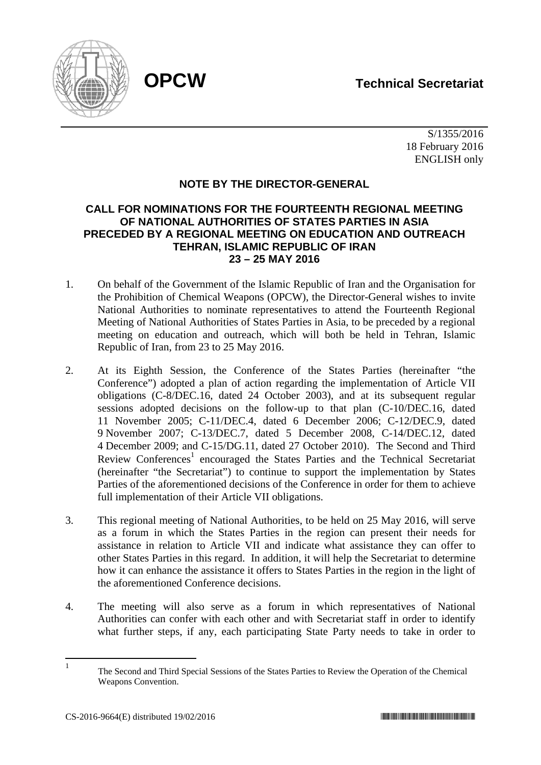**OPCW** **Technical Secretariat**

S/1355/2016
18 February 2016
ENGLISH only

## NOTE BY THE DIRECTOR-GENERAL

### CALL FOR NOMINATIONS FOR THE FOURTEENTH REGIONAL MEETING OF NATIONAL AUTHORITIES OF STATES PARTIES IN ASIA PRECEDED BY A REGIONAL MEETING ON EDUCATION AND OUTREACH TEHRAN, ISLAMIC REPUBLIC OF IRAN 23 – 25 MAY 2016

1. On behalf of the Government of the Islamic Republic of Iran and the Organisation for the Prohibition of Chemical Weapons (OPCW), the Director-General wishes to invite National Authorities to nominate representatives to attend the Fourteenth Regional Meeting of National Authorities of States Parties in Asia, to be preceded by a regional meeting on education and outreach, which will both be held in Tehran, Islamic Republic of Iran, from 23 to 25 May 2016.

2. At its Eighth Session, the Conference of the States Parties (hereinafter "the Conference") adopted a plan of action regarding the implementation of Article VII obligations (C-8/DEC.16, dated 24 October 2003), and at its subsequent regular sessions adopted decisions on the follow-up to that plan (C-10/DEC.16, dated 11 November 2005; C-11/DEC.4, dated 6 December 2006; C-12/DEC.9, dated 9 November 2007; C-13/DEC.7, dated 5 December 2008, C-14/DEC.12, dated 4 December 2009; and C-15/DG.11, dated 27 October 2010). The Second and Third Review Conferences[1] encouraged the States Parties and the Technical Secretariat (hereinafter "the Secretariat") to continue to support the implementation by States Parties of the aforementioned decisions of the Conference in order for them to achieve full implementation of their Article VII obligations.

3. This regional meeting of National Authorities, to be held on 25 May 2016, will serve as a forum in which the States Parties in the region can present their needs for assistance in relation to Article VII and indicate what assistance they can offer to other States Parties in this regard. In addition, it will help the Secretariat to determine how it can enhance the assistance it offers to States Parties in the region in the light of the aforementioned Conference decisions.

4. The meeting will also serve as a forum in which representatives of National Authorities can confer with each other and with Secretariat staff in order to identify what further steps, if any, each participating State Party needs to take in order to

[1] The Second and Third Special Sessions of the States Parties to Review the Operation of the Chemical Weapons Convention.

CS-2016-9664(E) distributed 19/02/2016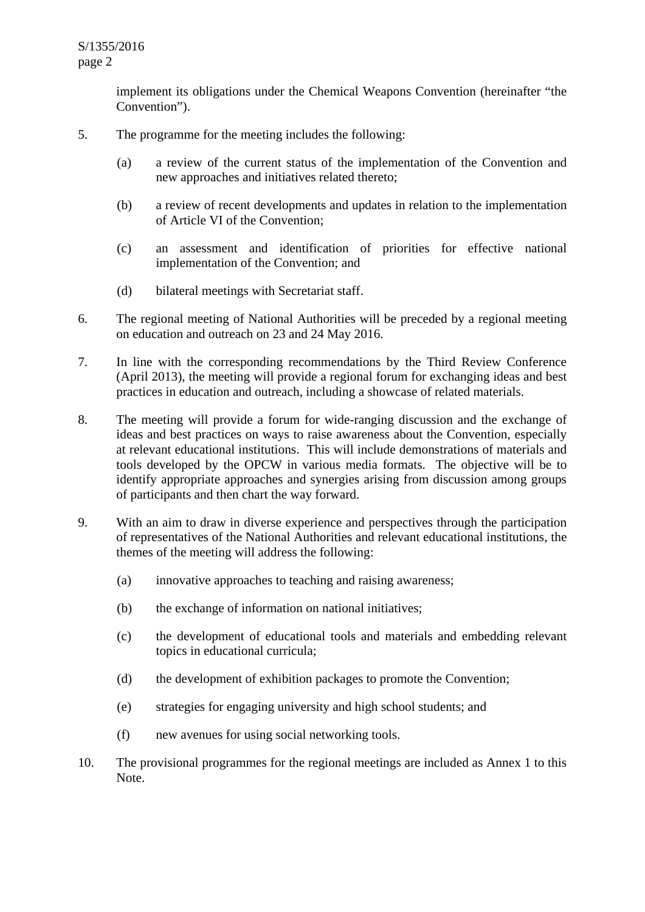implement its obligations under the Chemical Weapons Convention (hereinafter "the Convention").

5. The programme for the meeting includes the following:

   (a) a review of the current status of the implementation of the Convention and new approaches and initiatives related thereto;

   (b) a review of recent developments and updates in relation to the implementation of Article VI of the Convention;

   (c) an assessment and identification of priorities for effective national implementation of the Convention; and

   (d) bilateral meetings with Secretariat staff.

6. The regional meeting of National Authorities will be preceded by a regional meeting on education and outreach on 23 and 24 May 2016.

7. In line with the corresponding recommendations by the Third Review Conference (April 2013), the meeting will provide a regional forum for exchanging ideas and best practices in education and outreach, including a showcase of related materials.

8. The meeting will provide a forum for wide-ranging discussion and the exchange of ideas and best practices on ways to raise awareness about the Convention, especially at relevant educational institutions. This will include demonstrations of materials and tools developed by the OPCW in various media formats. The objective will be to identify appropriate approaches and synergies arising from discussion among groups of participants and then chart the way forward.

9. With an aim to draw in diverse experience and perspectives through the participation of representatives of the National Authorities and relevant educational institutions, the themes of the meeting will address the following:

   (a) innovative approaches to teaching and raising awareness;

   (b) the exchange of information on national initiatives;

   (c) the development of educational tools and materials and embedding relevant topics in educational curricula;

   (d) the development of exhibition packages to promote the Convention;

   (e) strategies for engaging university and high school students; and

   (f) new avenues for using social networking tools.

10. The provisional programmes for the regional meetings are included as Annex 1 to this Note.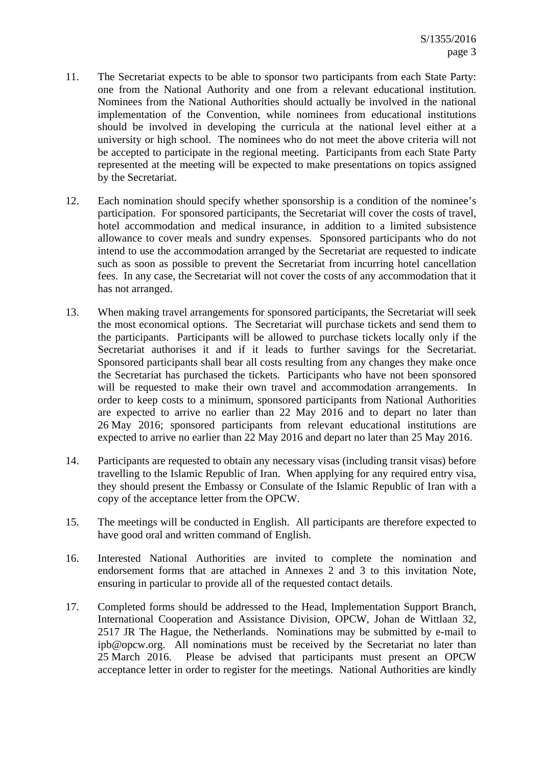11. The Secretariat expects to be able to sponsor two participants from each State Party: one from the National Authority and one from a relevant educational institution. Nominees from the National Authorities should actually be involved in the national implementation of the Convention, while nominees from educational institutions should be involved in developing the curricula at the national level either at a university or high school. The nominees who do not meet the above criteria will not be accepted to participate in the regional meeting. Participants from each State Party represented at the meeting will be expected to make presentations on topics assigned by the Secretariat.

12. Each nomination should specify whether sponsorship is a condition of the nominee's participation. For sponsored participants, the Secretariat will cover the costs of travel, hotel accommodation and medical insurance, in addition to a limited subsistence allowance to cover meals and sundry expenses. Sponsored participants who do not intend to use the accommodation arranged by the Secretariat are requested to indicate such as soon as possible to prevent the Secretariat from incurring hotel cancellation fees. In any case, the Secretariat will not cover the costs of any accommodation that it has not arranged.

13. When making travel arrangements for sponsored participants, the Secretariat will seek the most economical options. The Secretariat will purchase tickets and send them to the participants. Participants will be allowed to purchase tickets locally only if the Secretariat authorises it and if it leads to further savings for the Secretariat. Sponsored participants shall bear all costs resulting from any changes they make once the Secretariat has purchased the tickets. Participants who have not been sponsored will be requested to make their own travel and accommodation arrangements. In order to keep costs to a minimum, sponsored participants from National Authorities are expected to arrive no earlier than 22 May 2016 and to depart no later than 26 May 2016; sponsored participants from relevant educational institutions are expected to arrive no earlier than 22 May 2016 and depart no later than 25 May 2016.

14. Participants are requested to obtain any necessary visas (including transit visas) before travelling to the Islamic Republic of Iran. When applying for any required entry visa, they should present the Embassy or Consulate of the Islamic Republic of Iran with a copy of the acceptance letter from the OPCW.

15. The meetings will be conducted in English. All participants are therefore expected to have good oral and written command of English.

16. Interested National Authorities are invited to complete the nomination and endorsement forms that are attached in Annexes 2 and 3 to this invitation Note, ensuring in particular to provide all of the requested contact details.

17. Completed forms should be addressed to the Head, Implementation Support Branch, International Cooperation and Assistance Division, OPCW, Johan de Wittlaan 32, 2517 JR The Hague, the Netherlands. Nominations may be submitted by e-mail to ipb@opcw.org. All nominations must be received by the Secretariat no later than 25 March 2016. Please be advised that participants must present an OPCW acceptance letter in order to register for the meetings. National Authorities are kindly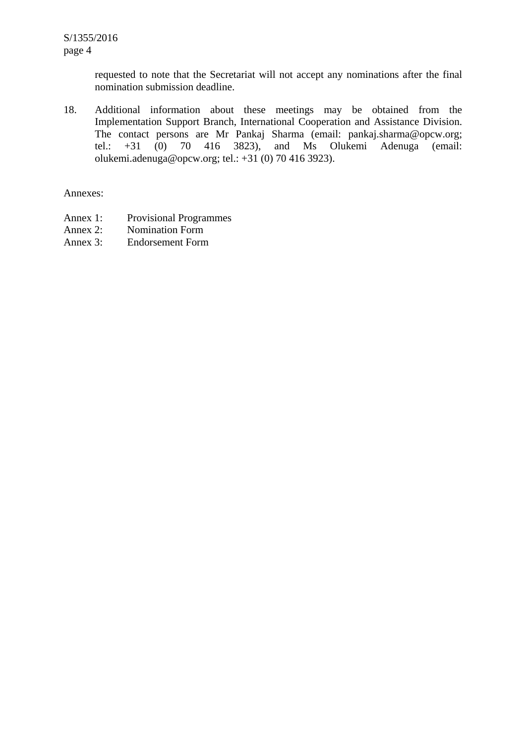requested to note that the Secretariat will not accept any nominations after the final nomination submission deadline.

18. Additional information about these meetings may be obtained from the Implementation Support Branch, International Cooperation and Assistance Division. The contact persons are Mr Pankaj Sharma (email: pankaj.sharma@opcw.org; tel.: +31 (0) 70 416 3823), and Ms Olukemi Adenuga (email: olukemi.adenuga@opcw.org; tel.: +31 (0) 70 416 3923).

Annexes:

Annex 1: Provisional Programmes
Annex 2: Nomination Form
Annex 3: Endorsement Form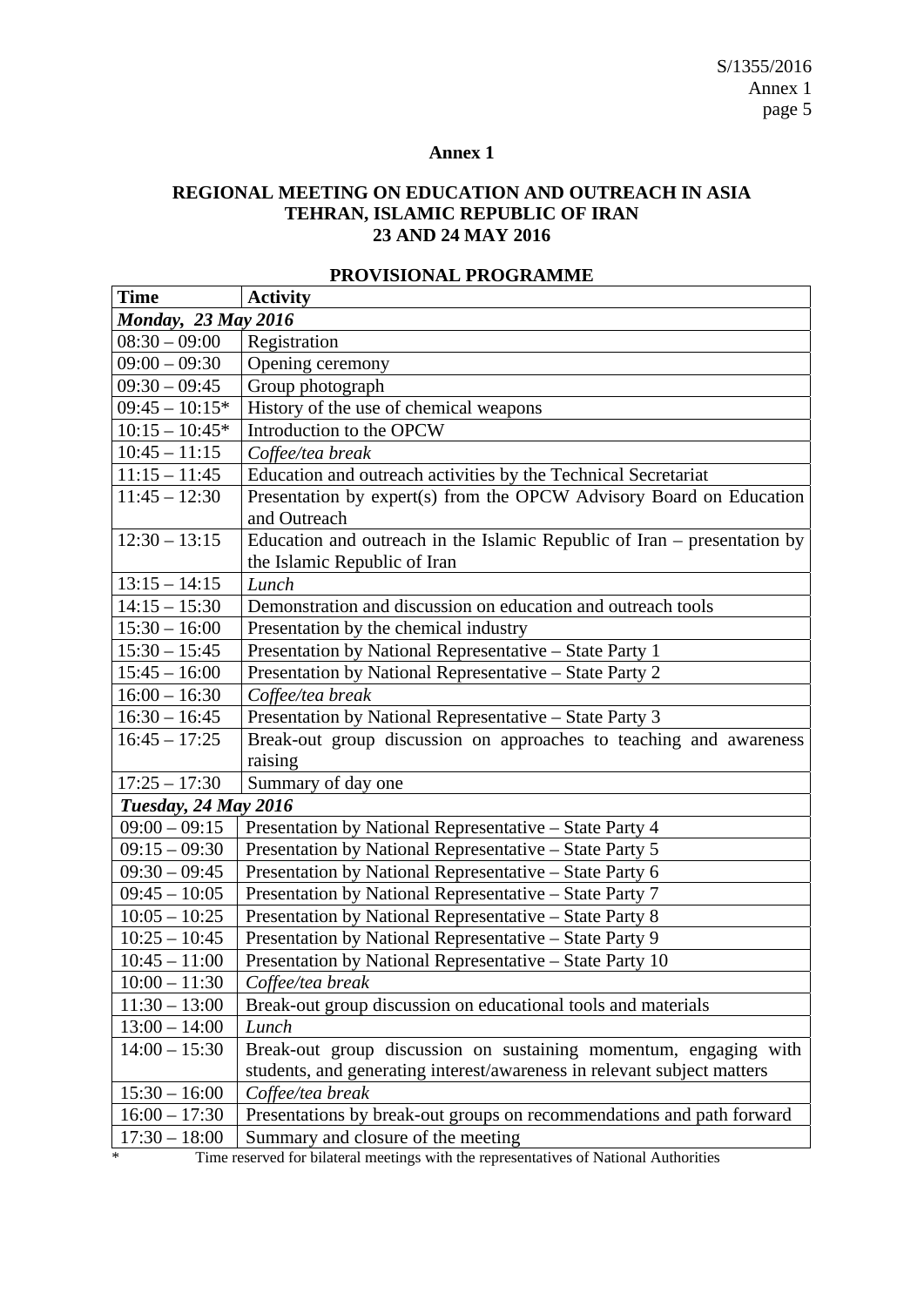## Annex 1

### REGIONAL MEETING ON EDUCATION AND OUTREACH IN ASIA TEHRAN, ISLAMIC REPUBLIC OF IRAN 23 AND 24 MAY 2016

### PROVISIONAL PROGRAMME

| Time | Activity |
|---|---|
| ***Monday, 23 May 2016*** | |
| 08:30 – 09:00 | Registration |
| 09:00 – 09:30 | Opening ceremony |
| 09:30 – 09:45 | Group photograph |
| 09:45 – 10:15* | History of the use of chemical weapons |
| 10:15 – 10:45* | Introduction to the OPCW |
| 10:45 – 11:15 | *Coffee/tea break* |
| 11:15 – 11:45 | Education and outreach activities by the Technical Secretariat |
| 11:45 – 12:30 | Presentation by expert(s) from the OPCW Advisory Board on Education and Outreach |
| 12:30 – 13:15 | Education and outreach in the Islamic Republic of Iran – presentation by the Islamic Republic of Iran |
| 13:15 – 14:15 | *Lunch* |
| 14:15 – 15:30 | Demonstration and discussion on education and outreach tools |
| 15:30 – 16:00 | Presentation by the chemical industry |
| 15:30 – 15:45 | Presentation by National Representative – State Party 1 |
| 15:45 – 16:00 | Presentation by National Representative – State Party 2 |
| 16:00 – 16:30 | *Coffee/tea break* |
| 16:30 – 16:45 | Presentation by National Representative – State Party 3 |
| 16:45 – 17:25 | Break-out group discussion on approaches to teaching and awareness raising |
| 17:25 – 17:30 | Summary of day one |
| ***Tuesday, 24 May 2016*** | |
| 09:00 – 09:15 | Presentation by National Representative – State Party 4 |
| 09:15 – 09:30 | Presentation by National Representative – State Party 5 |
| 09:30 – 09:45 | Presentation by National Representative – State Party 6 |
| 09:45 – 10:05 | Presentation by National Representative – State Party 7 |
| 10:05 – 10:25 | Presentation by National Representative – State Party 8 |
| 10:25 – 10:45 | Presentation by National Representative – State Party 9 |
| 10:45 – 11:00 | Presentation by National Representative – State Party 10 |
| 10:00 – 11:30 | *Coffee/tea break* |
| 11:30 – 13:00 | Break-out group discussion on educational tools and materials |
| 13:00 – 14:00 | *Lunch* |
| 14:00 – 15:30 | Break-out group discussion on sustaining momentum, engaging with students, and generating interest/awareness in relevant subject matters |
| 15:30 – 16:00 | *Coffee/tea break* |
| 16:00 – 17:30 | Presentations by break-out groups on recommendations and path forward |
| 17:30 – 18:00 | Summary and closure of the meeting |

\* Time reserved for bilateral meetings with the representatives of National Authorities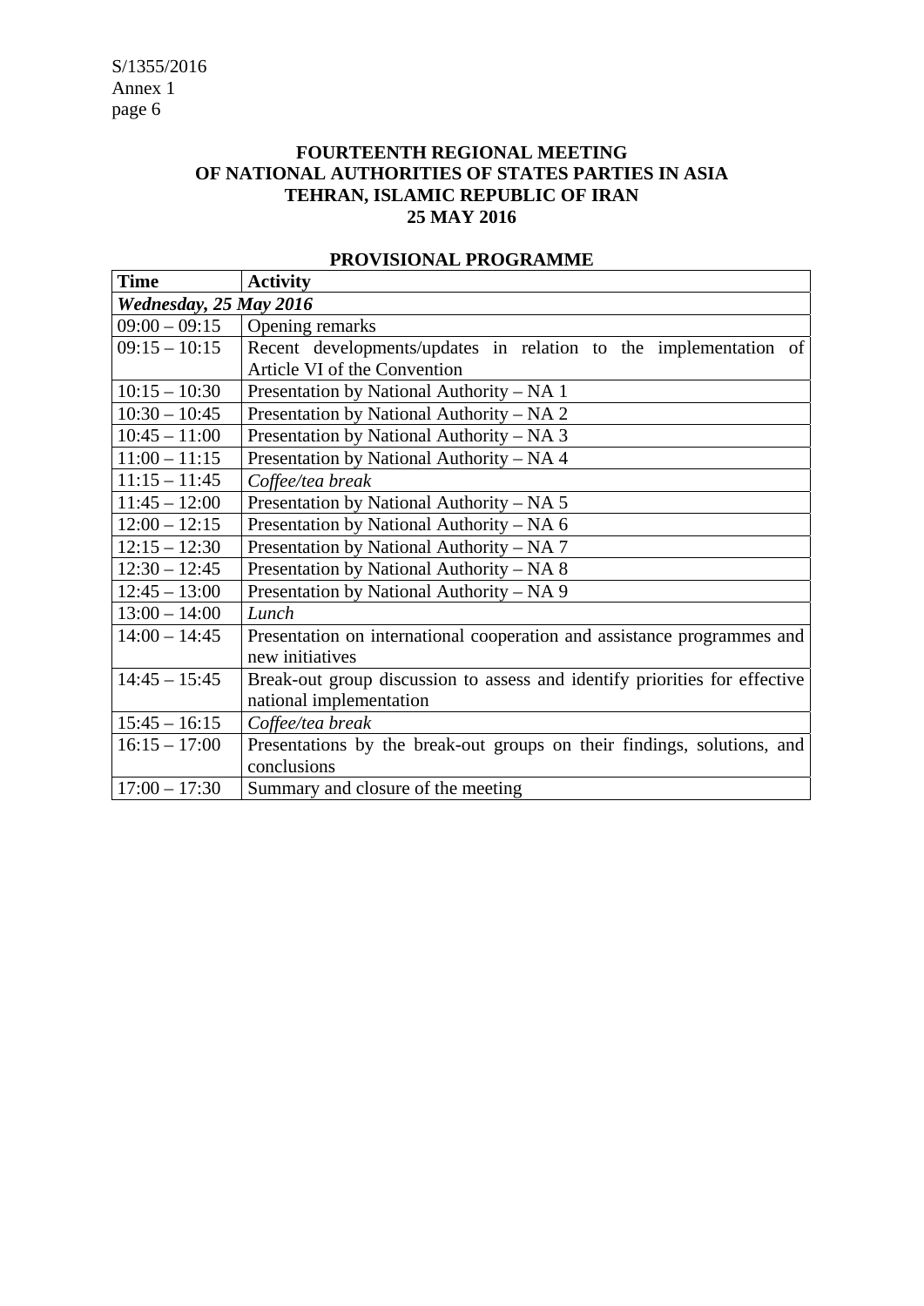**FOURTEENTH REGIONAL MEETING**
**OF NATIONAL AUTHORITIES OF STATES PARTIES IN ASIA**
**TEHRAN, ISLAMIC REPUBLIC OF IRAN**
**25 MAY 2016**

**PROVISIONAL PROGRAMME**

| Time | Activity |
|---|---|
| ***Wednesday, 25 May 2016*** | |
| 09:00 – 09:15 | Opening remarks |
| 09:15 – 10:15 | Recent developments/updates in relation to the implementation of Article VI of the Convention |
| 10:15 – 10:30 | Presentation by National Authority – NA 1 |
| 10:30 – 10:45 | Presentation by National Authority – NA 2 |
| 10:45 – 11:00 | Presentation by National Authority – NA 3 |
| 11:00 – 11:15 | Presentation by National Authority – NA 4 |
| 11:15 – 11:45 | *Coffee/tea break* |
| 11:45 – 12:00 | Presentation by National Authority – NA 5 |
| 12:00 – 12:15 | Presentation by National Authority – NA 6 |
| 12:15 – 12:30 | Presentation by National Authority – NA 7 |
| 12:30 – 12:45 | Presentation by National Authority – NA 8 |
| 12:45 – 13:00 | Presentation by National Authority – NA 9 |
| 13:00 – 14:00 | *Lunch* |
| 14:00 – 14:45 | Presentation on international cooperation and assistance programmes and new initiatives |
| 14:45 – 15:45 | Break-out group discussion to assess and identify priorities for effective national implementation |
| 15:45 – 16:15 | *Coffee/tea break* |
| 16:15 – 17:00 | Presentations by the break-out groups on their findings, solutions, and conclusions |
| 17:00 – 17:30 | Summary and closure of the meeting |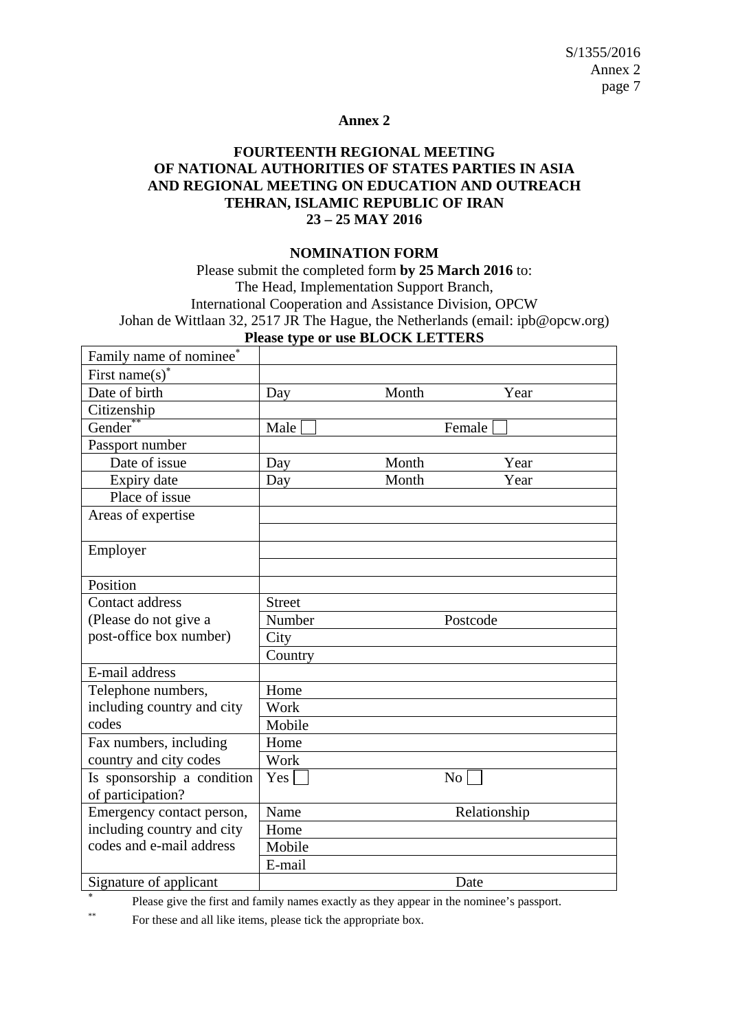## Annex 2

### FOURTEENTH REGIONAL MEETING OF NATIONAL AUTHORITIES OF STATES PARTIES IN ASIA AND REGIONAL MEETING ON EDUCATION AND OUTREACH TEHRAN, ISLAMIC REPUBLIC OF IRAN 23 – 25 MAY 2016

### NOMINATION FORM

Please submit the completed form **by 25 March 2016** to:
The Head, Implementation Support Branch,
International Cooperation and Assistance Division, OPCW
Johan de Wittlaan 32, 2517 JR The Hague, the Netherlands (email: ipb@opcw.org)

**Please type or use BLOCK LETTERS**

| | | | |
|---|---|---|---|
| Family name of nominee* | | | |
| First name(s)* | | | |
| Date of birth | Day | Month | Year |
| Citizenship | | | |
| Gender** | Male ☐ | Female ☐ | |
| Passport number | | | |
| Date of issue | Day | Month | Year |
| Expiry date | Day | Month | Year |
| Place of issue | | | |
| Areas of expertise | | | |
| | | | |
| Employer | | | |
| | | | |
| Position | | | |
| Contact address (Please do not give a post-office box number) | Street | | |
| | Number | Postcode | |
| | City | | |
| | Country | | |
| E-mail address | | | |
| Telephone numbers, including country and city codes | Home | | |
| | Work | | |
| | Mobile | | |
| Fax numbers, including country and city codes | Home | | |
| | Work | | |
| Is sponsorship a condition of participation? | Yes ☐ | No ☐ | |
| Emergency contact person, including country and city codes and e-mail address | Name | Relationship | |
| | Home | | |
| | Mobile | | |
| | E-mail | | |
| Signature of applicant | | Date | |

\* Please give the first and family names exactly as they appear in the nominee's passport.

\*\* For these and all like items, please tick the appropriate box.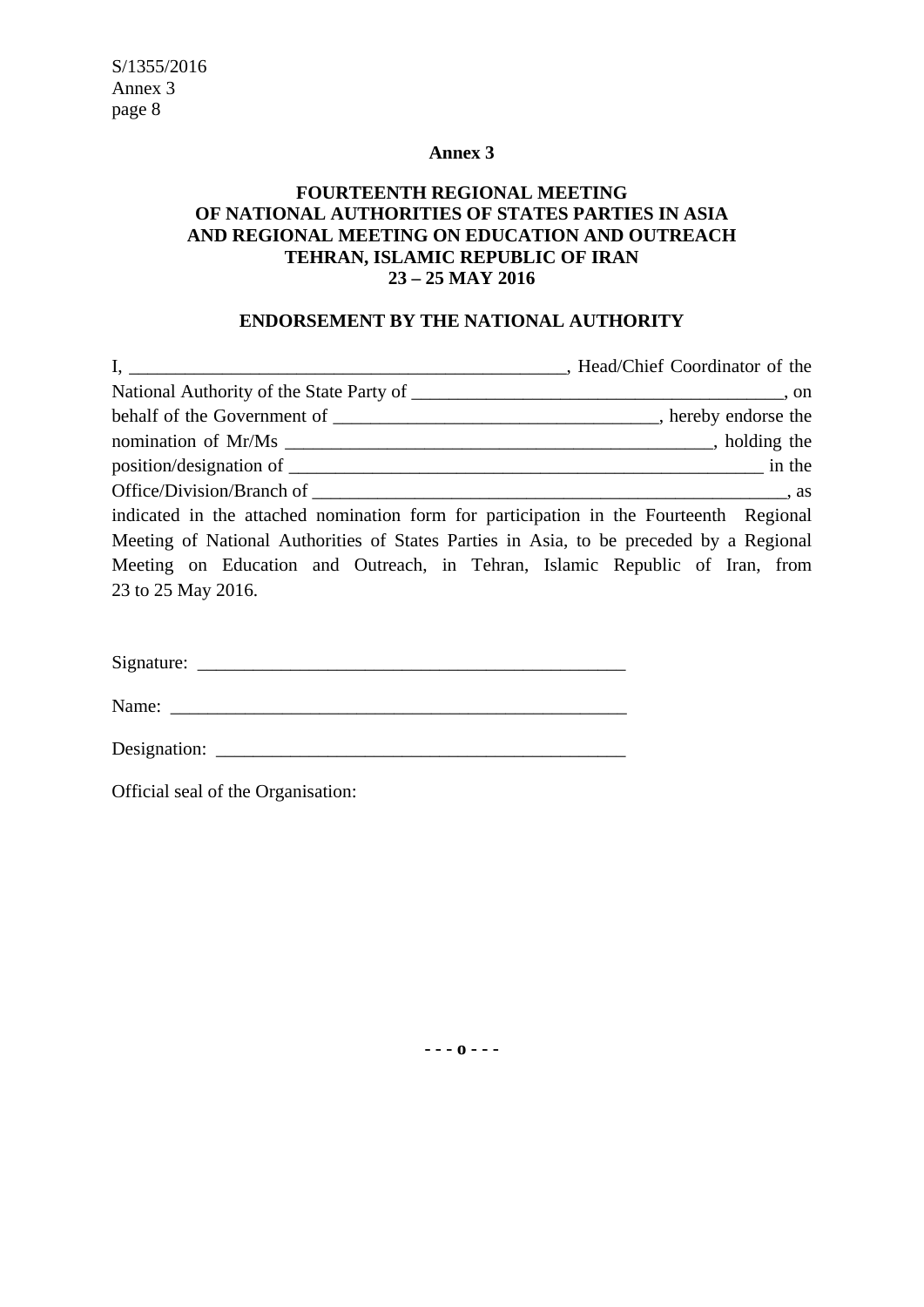**Annex 3**

**FOURTEENTH REGIONAL MEETING**
**OF NATIONAL AUTHORITIES OF STATES PARTIES IN ASIA**
**AND REGIONAL MEETING ON EDUCATION AND OUTREACH**
**TEHRAN, ISLAMIC REPUBLIC OF IRAN**
**23 – 25 MAY 2016**

**ENDORSEMENT BY THE NATIONAL AUTHORITY**

I, _______________________________________________, Head/Chief Coordinator of the National Authority of the State Party of _______________________________________, on behalf of the Government of _________________________________, hereby endorse the nomination of Mr/Ms ______________________________________________, holding the position/designation of ___________________________________________________ in the Office/Division/Branch of ____________________________________________________, as indicated in the attached nomination form for participation in the Fourteenth Regional Meeting of National Authorities of States Parties in Asia, to be preceded by a Regional Meeting on Education and Outreach, in Tehran, Islamic Republic of Iran, from 23 to 25 May 2016.

Signature: ____________________________________________

Name: _______________________________________________

Designation: __________________________________________

Official seal of the Organisation:

**- - - o - - -**